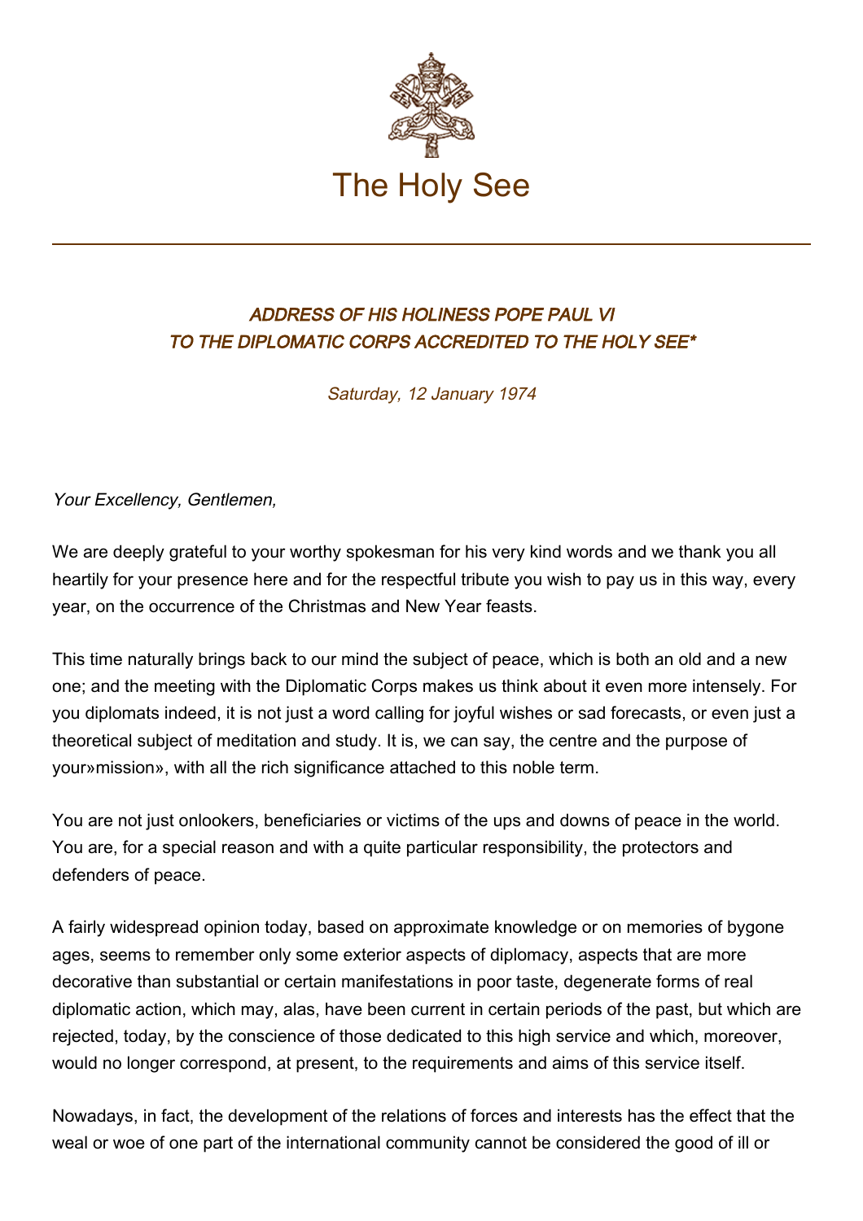The Holy See

## *ADDRESS OF HIS HOLINESS POPE PAUL VI TO THE DIPLOMATIC CORPS ACCREDITED TO THE HOLY SEE**

*Saturday, 12 January 1974*

*Your Excellency, Gentlemen,*

We are deeply grateful to your worthy spokesman for his very kind words and we thank you all heartily for your presence here and for the respectful tribute you wish to pay us in this way, every year, on the occurrence of the Christmas and New Year feasts.

This time naturally brings back to our mind the subject of peace, which is both an old and a new one; and the meeting with the Diplomatic Corps makes us think about it even more intensely. For you diplomats indeed, it is not just a word calling for joyful wishes or sad forecasts, or even just a theoretical subject of meditation and study. It is, we can say, the centre and the purpose of your»mission», with all the rich significance attached to this noble term.

You are not just onlookers, beneficiaries or victims of the ups and downs of peace in the world. You are, for a special reason and with a quite particular responsibility, the protectors and defenders of peace.

A fairly widespread opinion today, based on approximate knowledge or on memories of bygone ages, seems to remember only some exterior aspects of diplomacy, aspects that are more decorative than substantial or certain manifestations in poor taste, degenerate forms of real diplomatic action, which may, alas, have been current in certain periods of the past, but which are rejected, today, by the conscience of those dedicated to this high service and which, moreover, would no longer correspond, at present, to the requirements and aims of this service itself.

Nowadays, in fact, the development of the relations of forces and interests has the effect that the weal or woe of one part of the international community cannot be considered the good of ill or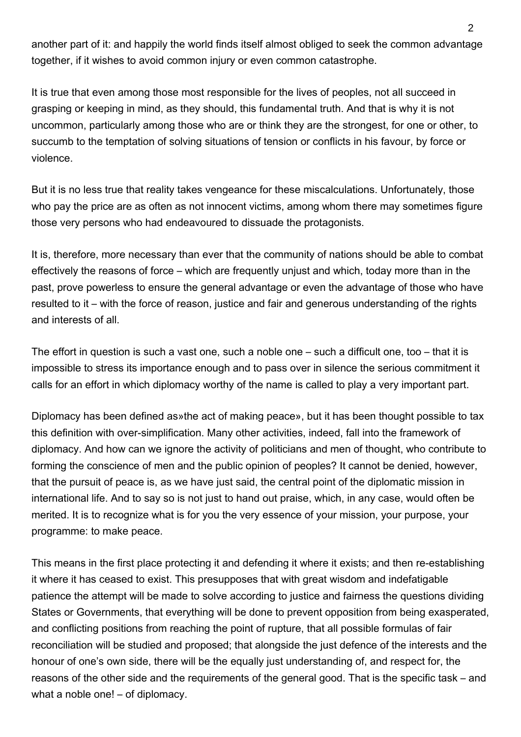another part of it: and happily the world finds itself almost obliged to seek the common advantage together, if it wishes to avoid common injury or even common catastrophe.

It is true that even among those most responsible for the lives of peoples, not all succeed in grasping or keeping in mind, as they should, this fundamental truth. And that is why it is not uncommon, particularly among those who are or think they are the strongest, for one or other, to succumb to the temptation of solving situations of tension or conflicts in his favour, by force or violence.

But it is no less true that reality takes vengeance for these miscalculations. Unfortunately, those who pay the price are as often as not innocent victims, among whom there may sometimes figure those very persons who had endeavoured to dissuade the protagonists.

It is, therefore, more necessary than ever that the community of nations should be able to combat effectively the reasons of force – which are frequently unjust and which, today more than in the past, prove powerless to ensure the general advantage or even the advantage of those who have resulted to it – with the force of reason, justice and fair and generous understanding of the rights and interests of all.

The effort in question is such a vast one, such a noble one – such a difficult one, too – that it is impossible to stress its importance enough and to pass over in silence the serious commitment it calls for an effort in which diplomacy worthy of the name is called to play a very important part.

Diplomacy has been defined as»the act of making peace», but it has been thought possible to tax this definition with over-simplification. Many other activities, indeed, fall into the framework of diplomacy. And how can we ignore the activity of politicians and men of thought, who contribute to forming the conscience of men and the public opinion of peoples? It cannot be denied, however, that the pursuit of peace is, as we have just said, the central point of the diplomatic mission in international life. And to say so is not just to hand out praise, which, in any case, would often be merited. It is to recognize what is for you the very essence of your mission, your purpose, your programme: to make peace.

This means in the first place protecting it and defending it where it exists; and then re-establishing it where it has ceased to exist. This presupposes that with great wisdom and indefatigable patience the attempt will be made to solve according to justice and fairness the questions dividing States or Governments, that everything will be done to prevent opposition from being exasperated, and conflicting positions from reaching the point of rupture, that all possible formulas of fair reconciliation will be studied and proposed; that alongside the just defence of the interests and the honour of one's own side, there will be the equally just understanding of, and respect for, the reasons of the other side and the requirements of the general good. That is the specific task – and what a noble one! – of diplomacy.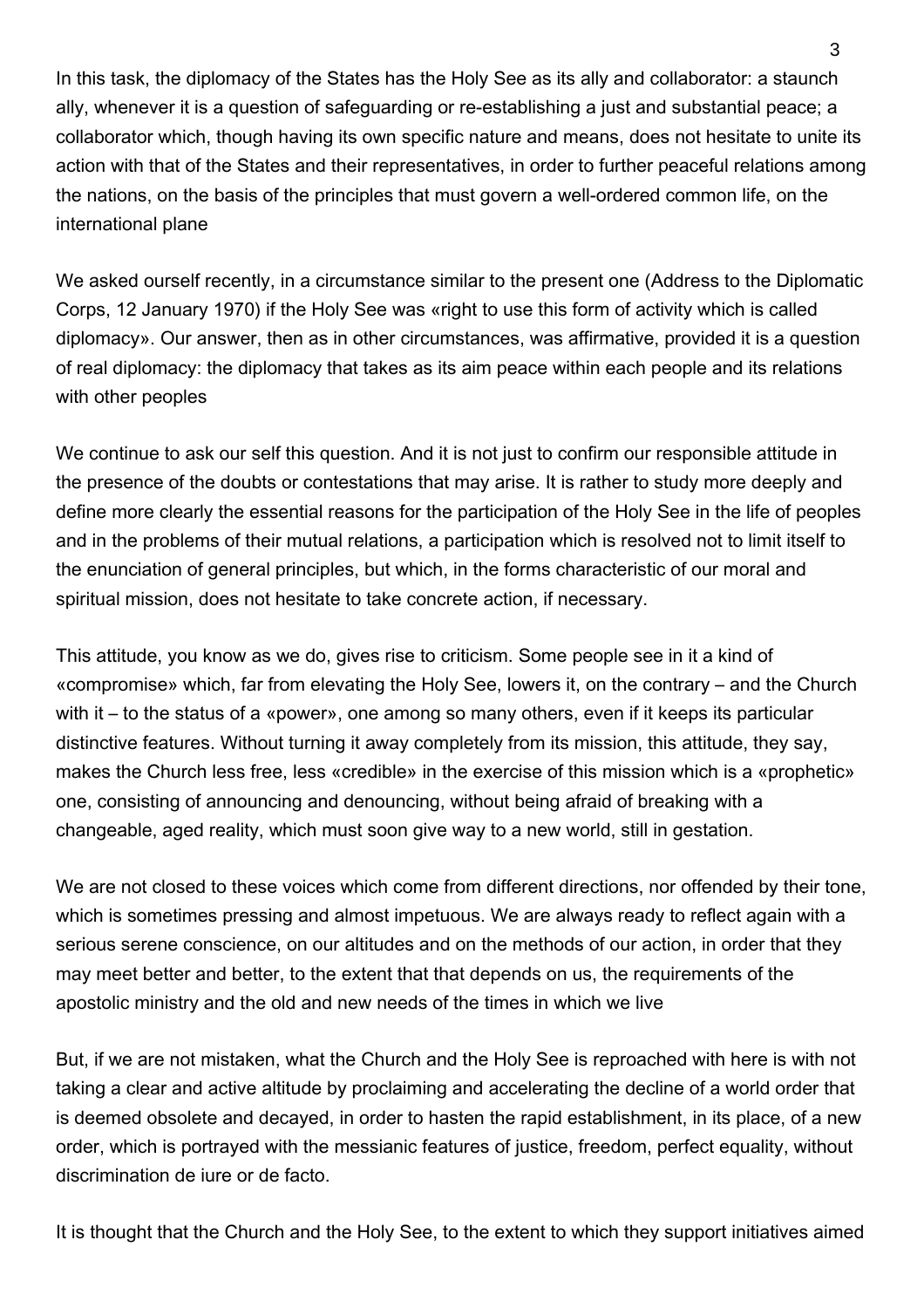In this task, the diplomacy of the States has the Holy See as its ally and collaborator: a staunch ally, whenever it is a question of safeguarding or re-establishing a just and substantial peace; a collaborator which, though having its own specific nature and means, does not hesitate to unite its action with that of the States and their representatives, in order to further peaceful relations among the nations, on the basis of the principles that must govern a well-ordered common life, on the international plane

We asked ourself recently, in a circumstance similar to the present one (Address to the Diplomatic Corps, 12 January 1970) if the Holy See was «right to use this form of activity which is called diplomacy». Our answer, then as in other circumstances, was affirmative, provided it is a question of real diplomacy: the diplomacy that takes as its aim peace within each people and its relations with other peoples

We continue to ask our self this question. And it is not just to confirm our responsible attitude in the presence of the doubts or contestations that may arise. It is rather to study more deeply and define more clearly the essential reasons for the participation of the Holy See in the life of peoples and in the problems of their mutual relations, a participation which is resolved not to limit itself to the enunciation of general principles, but which, in the forms characteristic of our moral and spiritual mission, does not hesitate to take concrete action, if necessary.

This attitude, you know as we do, gives rise to criticism. Some people see in it a kind of «compromise» which, far from elevating the Holy See, lowers it, on the contrary – and the Church with it – to the status of a «power», one among so many others, even if it keeps its particular distinctive features. Without turning it away completely from its mission, this attitude, they say, makes the Church less free, less «credible» in the exercise of this mission which is a «prophetic» one, consisting of announcing and denouncing, without being afraid of breaking with a changeable, aged reality, which must soon give way to a new world, still in gestation.

We are not closed to these voices which come from different directions, nor offended by their tone, which is sometimes pressing and almost impetuous. We are always ready to reflect again with a serious serene conscience, on our altitudes and on the methods of our action, in order that they may meet better and better, to the extent that that depends on us, the requirements of the apostolic ministry and the old and new needs of the times in which we live

But, if we are not mistaken, what the Church and the Holy See is reproached with here is with not taking a clear and active altitude by proclaiming and accelerating the decline of a world order that is deemed obsolete and decayed, in order to hasten the rapid establishment, in its place, of a new order, which is portrayed with the messianic features of justice, freedom, perfect equality, without discrimination de iure or de facto.

It is thought that the Church and the Holy See, to the extent to which they support initiatives aimed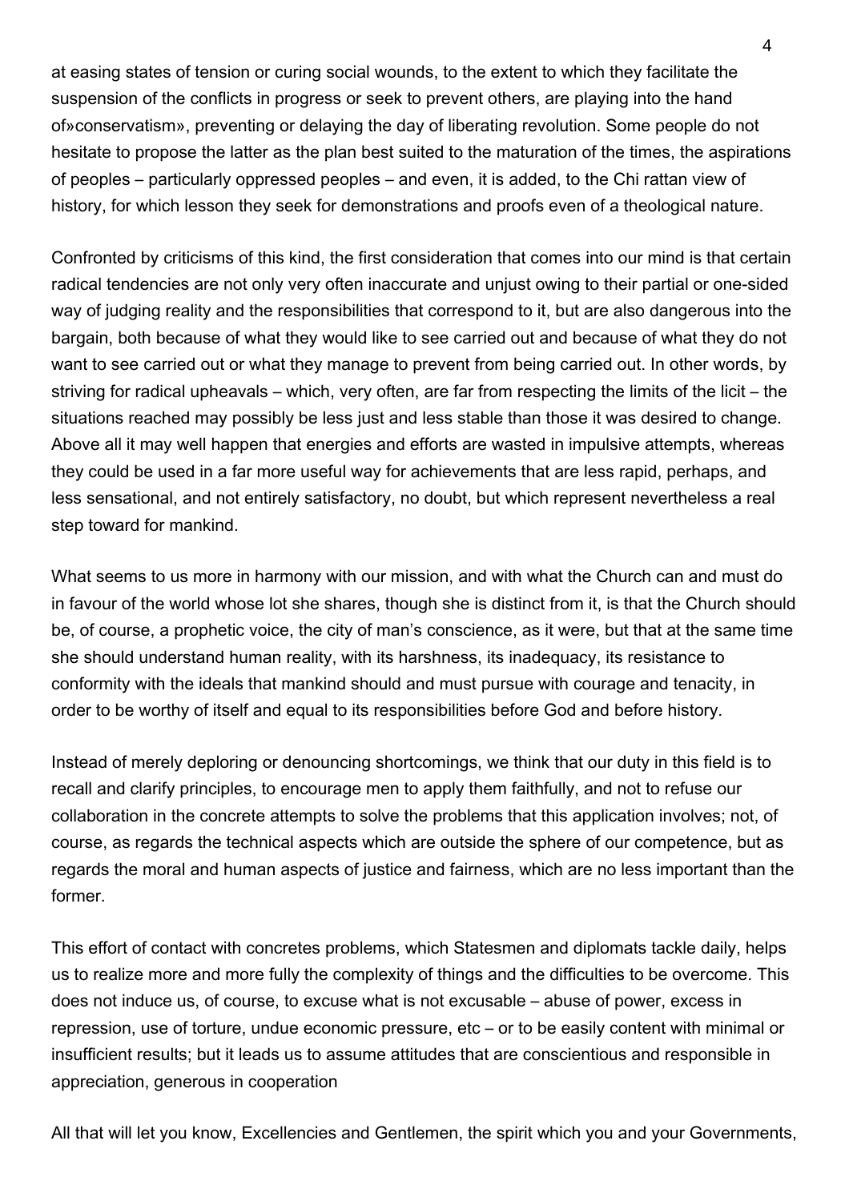at easing states of tension or curing social wounds, to the extent to which they facilitate the suspension of the conflicts in progress or seek to prevent others, are playing into the hand of»conservatism», preventing or delaying the day of liberating revolution. Some people do not hesitate to propose the latter as the plan best suited to the maturation of the times, the aspirations of peoples – particularly oppressed peoples – and even, it is added, to the Chi rattan view of history, for which lesson they seek for demonstrations and proofs even of a theological nature.

Confronted by criticisms of this kind, the first consideration that comes into our mind is that certain radical tendencies are not only very often inaccurate and unjust owing to their partial or one-sided way of judging reality and the responsibilities that correspond to it, but are also dangerous into the bargain, both because of what they would like to see carried out and because of what they do not want to see carried out or what they manage to prevent from being carried out. In other words, by striving for radical upheavals – which, very often, are far from respecting the limits of the licit – the situations reached may possibly be less just and less stable than those it was desired to change. Above all it may well happen that energies and efforts are wasted in impulsive attempts, whereas they could be used in a far more useful way for achievements that are less rapid, perhaps, and less sensational, and not entirely satisfactory, no doubt, but which represent nevertheless a real step toward for mankind.

What seems to us more in harmony with our mission, and with what the Church can and must do in favour of the world whose lot she shares, though she is distinct from it, is that the Church should be, of course, a prophetic voice, the city of man's conscience, as it were, but that at the same time she should understand human reality, with its harshness, its inadequacy, its resistance to conformity with the ideals that mankind should and must pursue with courage and tenacity, in order to be worthy of itself and equal to its responsibilities before God and before history.

Instead of merely deploring or denouncing shortcomings, we think that our duty in this field is to recall and clarify principles, to encourage men to apply them faithfully, and not to refuse our collaboration in the concrete attempts to solve the problems that this application involves; not, of course, as regards the technical aspects which are outside the sphere of our competence, but as regards the moral and human aspects of justice and fairness, which are no less important than the former.

This effort of contact with concretes problems, which Statesmen and diplomats tackle daily, helps us to realize more and more fully the complexity of things and the difficulties to be overcome. This does not induce us, of course, to excuse what is not excusable – abuse of power, excess in repression, use of torture, undue economic pressure, etc – or to be easily content with minimal or insufficient results; but it leads us to assume attitudes that are conscientious and responsible in appreciation, generous in cooperation

All that will let you know, Excellencies and Gentlemen, the spirit which you and your Governments,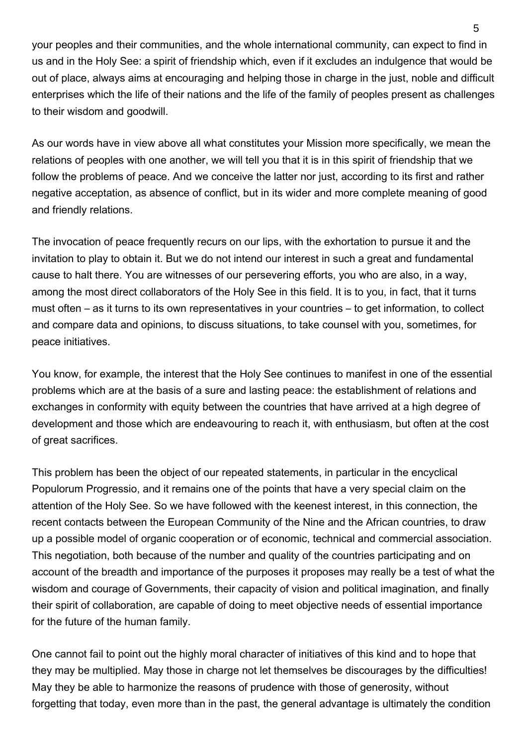your peoples and their communities, and the whole international community, can expect to find in us and in the Holy See: a spirit of friendship which, even if it excludes an indulgence that would be out of place, always aims at encouraging and helping those in charge in the just, noble and difficult enterprises which the life of their nations and the life of the family of peoples present as challenges to their wisdom and goodwill.

As our words have in view above all what constitutes your Mission more specifically, we mean the relations of peoples with one another, we will tell you that it is in this spirit of friendship that we follow the problems of peace. And we conceive the latter nor just, according to its first and rather negative acceptation, as absence of conflict, but in its wider and more complete meaning of good and friendly relations.

The invocation of peace frequently recurs on our lips, with the exhortation to pursue it and the invitation to play to obtain it. But we do not intend our interest in such a great and fundamental cause to halt there. You are witnesses of our persevering efforts, you who are also, in a way, among the most direct collaborators of the Holy See in this field. It is to you, in fact, that it turns must often – as it turns to its own representatives in your countries – to get information, to collect and compare data and opinions, to discuss situations, to take counsel with you, sometimes, for peace initiatives.

You know, for example, the interest that the Holy See continues to manifest in one of the essential problems which are at the basis of a sure and lasting peace: the establishment of relations and exchanges in conformity with equity between the countries that have arrived at a high degree of development and those which are endeavouring to reach it, with enthusiasm, but often at the cost of great sacrifices.

This problem has been the object of our repeated statements, in particular in the encyclical Populorum Progressio, and it remains one of the points that have a very special claim on the attention of the Holy See. So we have followed with the keenest interest, in this connection, the recent contacts between the European Community of the Nine and the African countries, to draw up a possible model of organic cooperation or of economic, technical and commercial association. This negotiation, both because of the number and quality of the countries participating and on account of the breadth and importance of the purposes it proposes may really be a test of what the wisdom and courage of Governments, their capacity of vision and political imagination, and finally their spirit of collaboration, are capable of doing to meet objective needs of essential importance for the future of the human family.

One cannot fail to point out the highly moral character of initiatives of this kind and to hope that they may be multiplied. May those in charge not let themselves be discourages by the difficulties! May they be able to harmonize the reasons of prudence with those of generosity, without forgetting that today, even more than in the past, the general advantage is ultimately the condition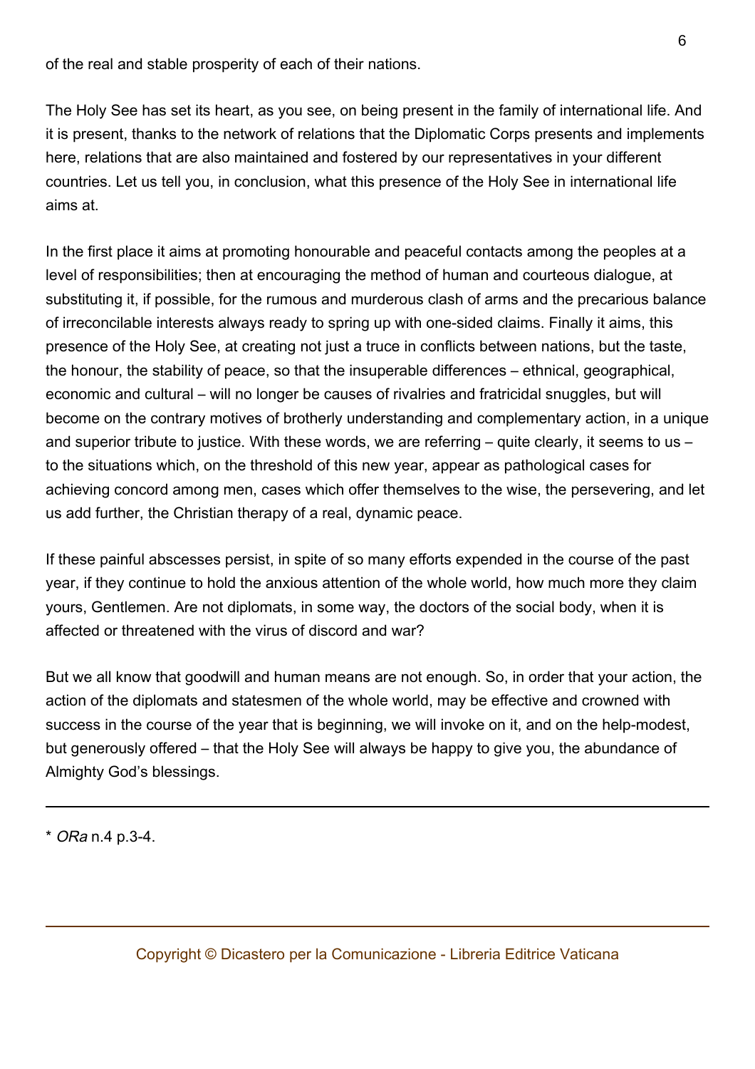of the real and stable prosperity of each of their nations.

The Holy See has set its heart, as you see, on being present in the family of international life. And it is present, thanks to the network of relations that the Diplomatic Corps presents and implements here, relations that are also maintained and fostered by our representatives in your different countries. Let us tell you, in conclusion, what this presence of the Holy See in international life aims at.

In the first place it aims at promoting honourable and peaceful contacts among the peoples at a level of responsibilities; then at encouraging the method of human and courteous dialogue, at substituting it, if possible, for the rumous and murderous clash of arms and the precarious balance of irreconcilable interests always ready to spring up with one-sided claims. Finally it aims, this presence of the Holy See, at creating not just a truce in conflicts between nations, but the taste, the honour, the stability of peace, so that the insuperable differences – ethnical, geographical, economic and cultural – will no longer be causes of rivalries and fratricidal snuggles, but will become on the contrary motives of brotherly understanding and complementary action, in a unique and superior tribute to justice. With these words, we are referring – quite clearly, it seems to us – to the situations which, on the threshold of this new year, appear as pathological cases for achieving concord among men, cases which offer themselves to the wise, the persevering, and let us add further, the Christian therapy of a real, dynamic peace.

If these painful abscesses persist, in spite of so many efforts expended in the course of the past year, if they continue to hold the anxious attention of the whole world, how much more they claim yours, Gentlemen. Are not diplomats, in some way, the doctors of the social body, when it is affected or threatened with the virus of discord and war?

But we all know that goodwill and human means are not enough. So, in order that your action, the action of the diplomats and statesmen of the whole world, may be effective and crowned with success in the course of the year that is beginning, we will invoke on it, and on the help-modest, but generously offered – that the Holy See will always be happy to give you, the abundance of Almighty God's blessings.

---

\* *ORa* n.4 p.3-4.

Copyright © Dicastero per la Comunicazione - Libreria Editrice Vaticana